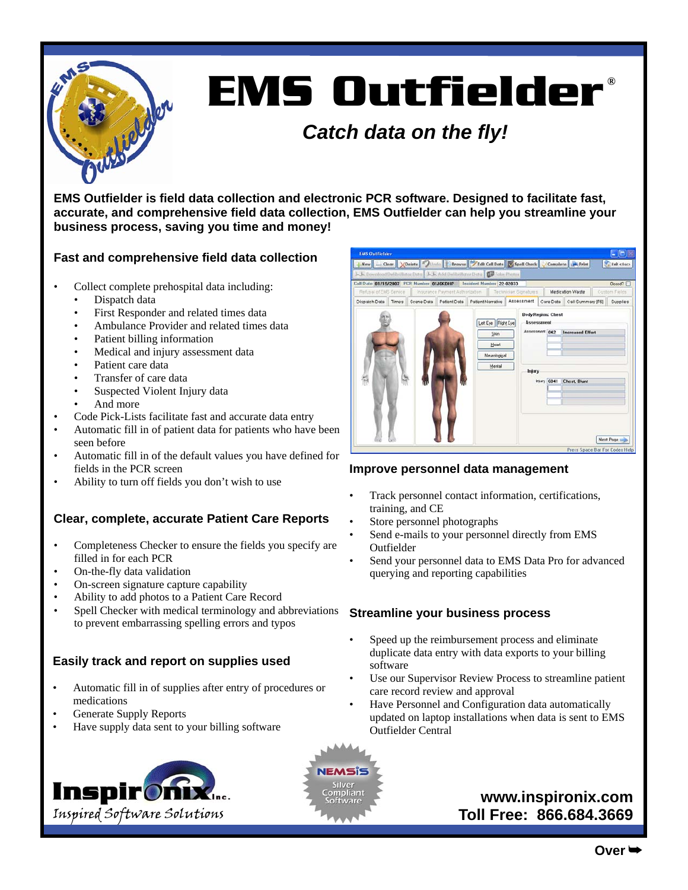# EMS Outfielder®

*Catch data on the fly!*

**EMS Outfielder is field data collection and electronic PCR software. Designed to facilitate fast, accurate, and comprehensive field data collection, EMS Outfielder can help you streamline your business process, saving you time and money!**

### Fast and comprehensive field data collection

- Collect complete prehospital data including:
  - Dispatch data
  - First Responder and related times data
  - Ambulance Provider and related times data
  - Patient billing information
  - Medical and injury assessment data
  - Patient care data
  - Transfer of care data
  - Suspected Violent Injury data
  - And more
- Code Pick-Lists facilitate fast and accurate data entry
- Automatic fill in of patient data for patients who have been seen before
- Automatic fill in of the default values you have defined for fields in the PCR screen
- Ability to turn off fields you don't wish to use

### Clear, complete, accurate Patient Care Reports

- Completeness Checker to ensure the fields you specify are filled in for each PCR
- On-the-fly data validation
- On-screen signature capture capability
- Ability to add photos to a Patient Care Record
- Spell Checker with medical terminology and abbreviations to prevent embarrassing spelling errors and typos

### Easily track and report on supplies used

- Automatic fill in of supplies after entry of procedures or medications
- Generate Supply Reports
- Have supply data sent to your billing software

### Improve personnel data management

- Track personnel contact information, certifications, training, and CE
- Store personnel photographs
- Send e-mails to your personnel directly from EMS Outfielder
- Send your personnel data to EMS Data Pro for advanced querying and reporting capabilities

### Streamline your business process

- Speed up the reimbursement process and eliminate duplicate data entry with data exports to your billing software
- Use our Supervisor Review Process to streamline patient care record review and approval
- Have Personnel and Configuration data automatically updated on laptop installations when data is sent to EMS Outfielder Central

Inspironix Inc. — Inspired Software Solutions

NEMSIS Silver Compliant Software

**www.inspironix.com**
**Toll Free: 866.684.3669**

**Over ➡**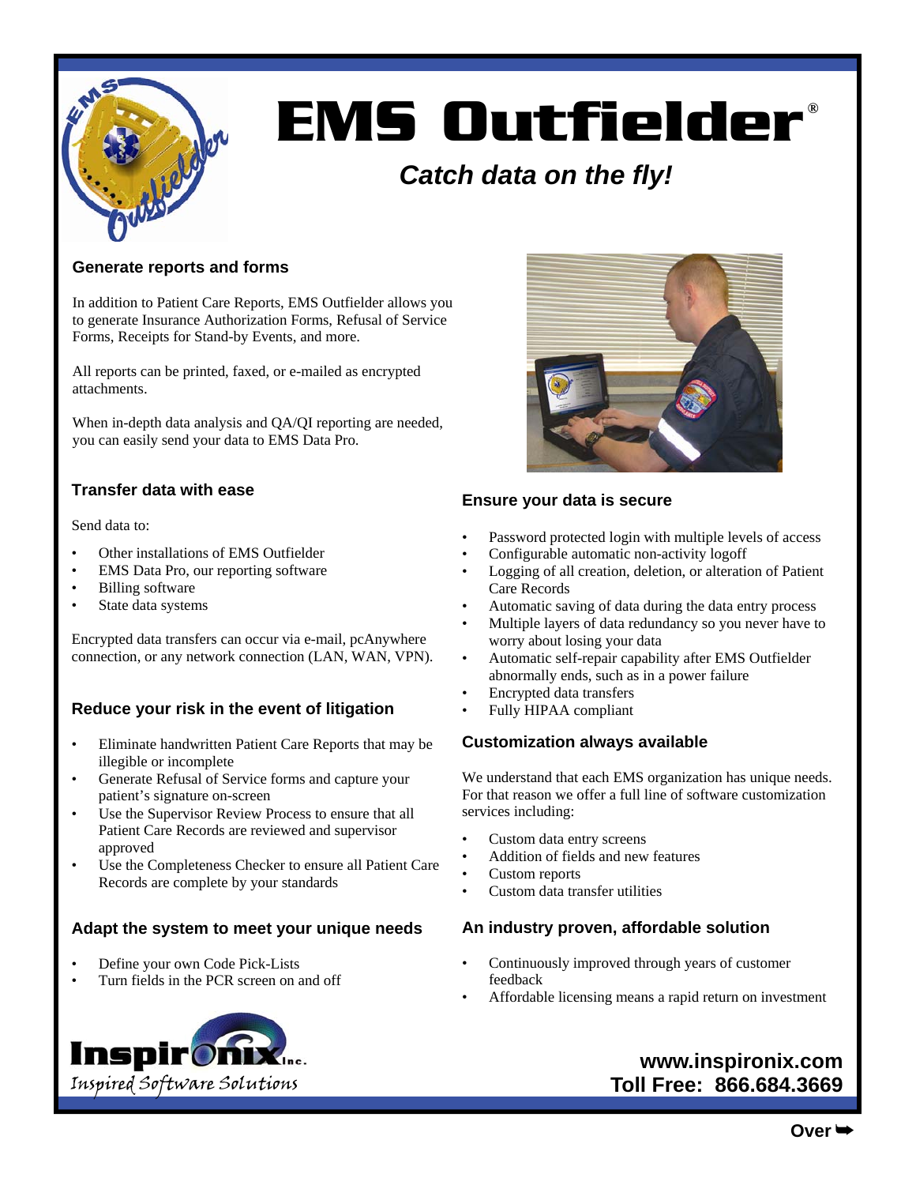# EMS Outfielder®

*Catch data on the fly!*

### Generate reports and forms

In addition to Patient Care Reports, EMS Outfielder allows you to generate Insurance Authorization Forms, Refusal of Service Forms, Receipts for Stand-by Events, and more.

All reports can be printed, faxed, or e-mailed as encrypted attachments.

When in-depth data analysis and QA/QI reporting are needed, you can easily send your data to EMS Data Pro.

### Transfer data with ease

Send data to:

- Other installations of EMS Outfielder
- EMS Data Pro, our reporting software
- Billing software
- State data systems

Encrypted data transfers can occur via e-mail, pcAnywhere connection, or any network connection (LAN, WAN, VPN).

### Reduce your risk in the event of litigation

- Eliminate handwritten Patient Care Reports that may be illegible or incomplete
- Generate Refusal of Service forms and capture your patient's signature on-screen
- Use the Supervisor Review Process to ensure that all Patient Care Records are reviewed and supervisor approved
- Use the Completeness Checker to ensure all Patient Care Records are complete by your standards

### Adapt the system to meet your unique needs

- Define your own Code Pick-Lists
- Turn fields in the PCR screen on and off

### Ensure your data is secure

- Password protected login with multiple levels of access
- Configurable automatic non-activity logoff
- Logging of all creation, deletion, or alteration of Patient Care Records
- Automatic saving of data during the data entry process
- Multiple layers of data redundancy so you never have to worry about losing your data
- Automatic self-repair capability after EMS Outfielder abnormally ends, such as in a power failure
- Encrypted data transfers
- Fully HIPAA compliant

### Customization always available

We understand that each EMS organization has unique needs. For that reason we offer a full line of software customization services including:

- Custom data entry screens
- Addition of fields and new features
- Custom reports
- Custom data transfer utilities

### An industry proven, affordable solution

- Continuously improved through years of customer feedback
- Affordable licensing means a rapid return on investment

Inspironix Inc.
*Inspired Software Solutions*

**www.inspironix.com**
**Toll Free: 866.684.3669**

**Over ➥**